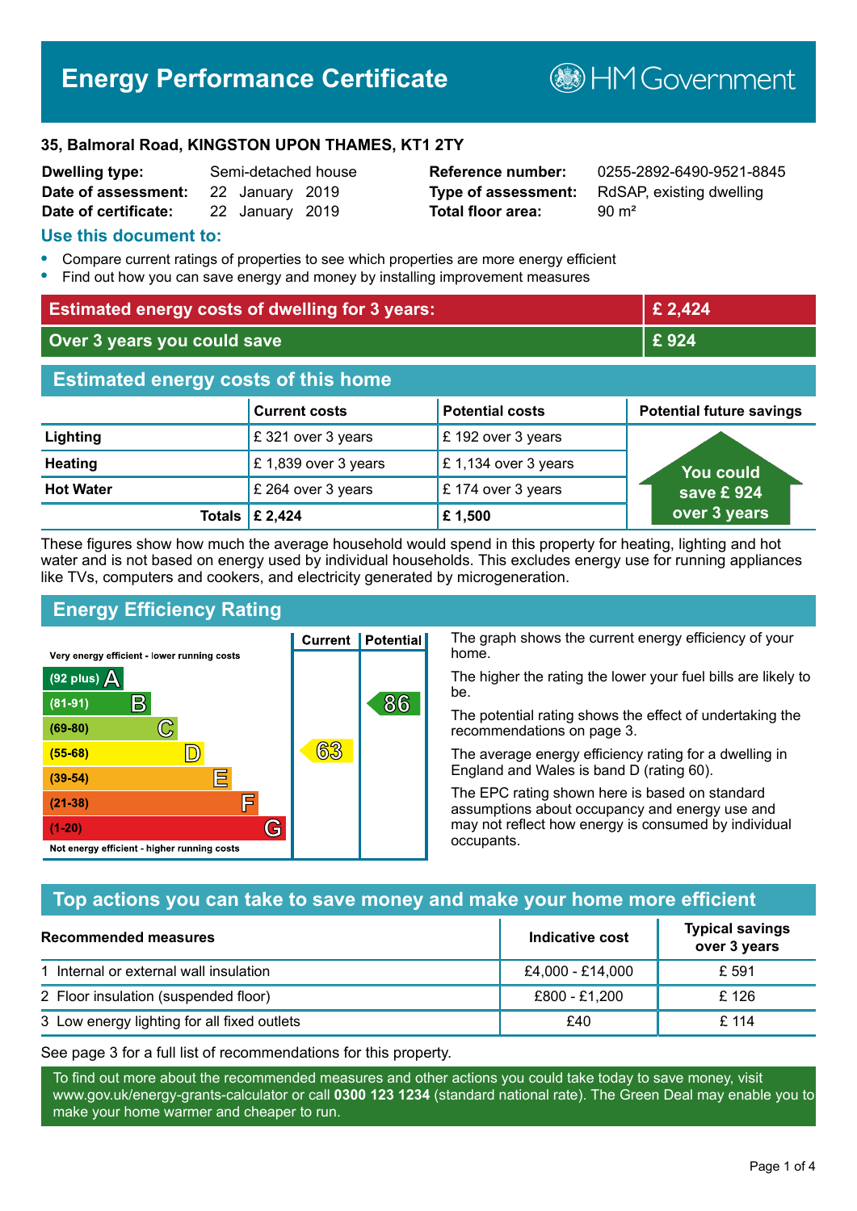# Energy Performance Certificate

HM Government

**35, Balmoral Road, KINGSTON UPON THAMES, KT1 2TY**

| | | | |
|---|---|---|---|
| **Dwelling type:** | Semi-detached house | **Reference number:** | 0255-2892-6490-9521-8845 |
| **Date of assessment:** | 22 January 2019 | **Type of assessment:** | RdSAP, existing dwelling |
| **Date of certificate:** | 22 January 2019 | **Total floor area:** | 90 m² |

## Use this document to:

- Compare current ratings of properties to see which properties are more energy efficient
- Find out how you can save energy and money by installing improvement measures

| | |
|---|---|
| **Estimated energy costs of dwelling for 3 years:** | **£ 2,424** |
| **Over 3 years you could save** | **£ 924** |

## Estimated energy costs of this home

| | Current costs | Potential costs | Potential future savings |
|---|---|---|---|
| **Lighting** | £ 321 over 3 years | £ 192 over 3 years | You could save £ 924 over 3 years |
| **Heating** | £ 1,839 over 3 years | £ 1,134 over 3 years | |
| **Hot Water** | £ 264 over 3 years | £ 174 over 3 years | |
| **Totals** | **£ 2,424** | **£ 1,500** | |

These figures show how much the average household would spend in this property for heating, lighting and hot water and is not based on energy used by individual households. This excludes energy use for running appliances like TVs, computers and cookers, and electricity generated by microgeneration.

## Energy Efficiency Rating

| Rating | Current | Potential |
|---|---|---|
| Very energy efficient - lower running costs | | |
| (92 plus) A | | |
| (81-91) B | | 86 |
| (69-80) C | | |
| (55-68) D | 63 | |
| (39-54) E | | |
| (21-38) F | | |
| (1-20) G | | |
| Not energy efficient - higher running costs | | |

The graph shows the current energy efficiency of your home.

The higher the rating the lower your fuel bills are likely to be.

The potential rating shows the effect of undertaking the recommendations on page 3.

The average energy efficiency rating for a dwelling in England and Wales is band D (rating 60).

The EPC rating shown here is based on standard assumptions about occupancy and energy use and may not reflect how energy is consumed by individual occupants.

## Top actions you can take to save money and make your home more efficient

| Recommended measures | Indicative cost | Typical savings over 3 years |
|---|---|---|
| 1 Internal or external wall insulation | £4,000 - £14,000 | £ 591 |
| 2 Floor insulation (suspended floor) | £800 - £1,200 | £ 126 |
| 3 Low energy lighting for all fixed outlets | £40 | £ 114 |

See page 3 for a full list of recommendations for this property.

To find out more about the recommended measures and other actions you could take today to save money, visit www.gov.uk/energy-grants-calculator or call **0300 123 1234** (standard national rate). The Green Deal may enable you to make your home warmer and cheaper to run.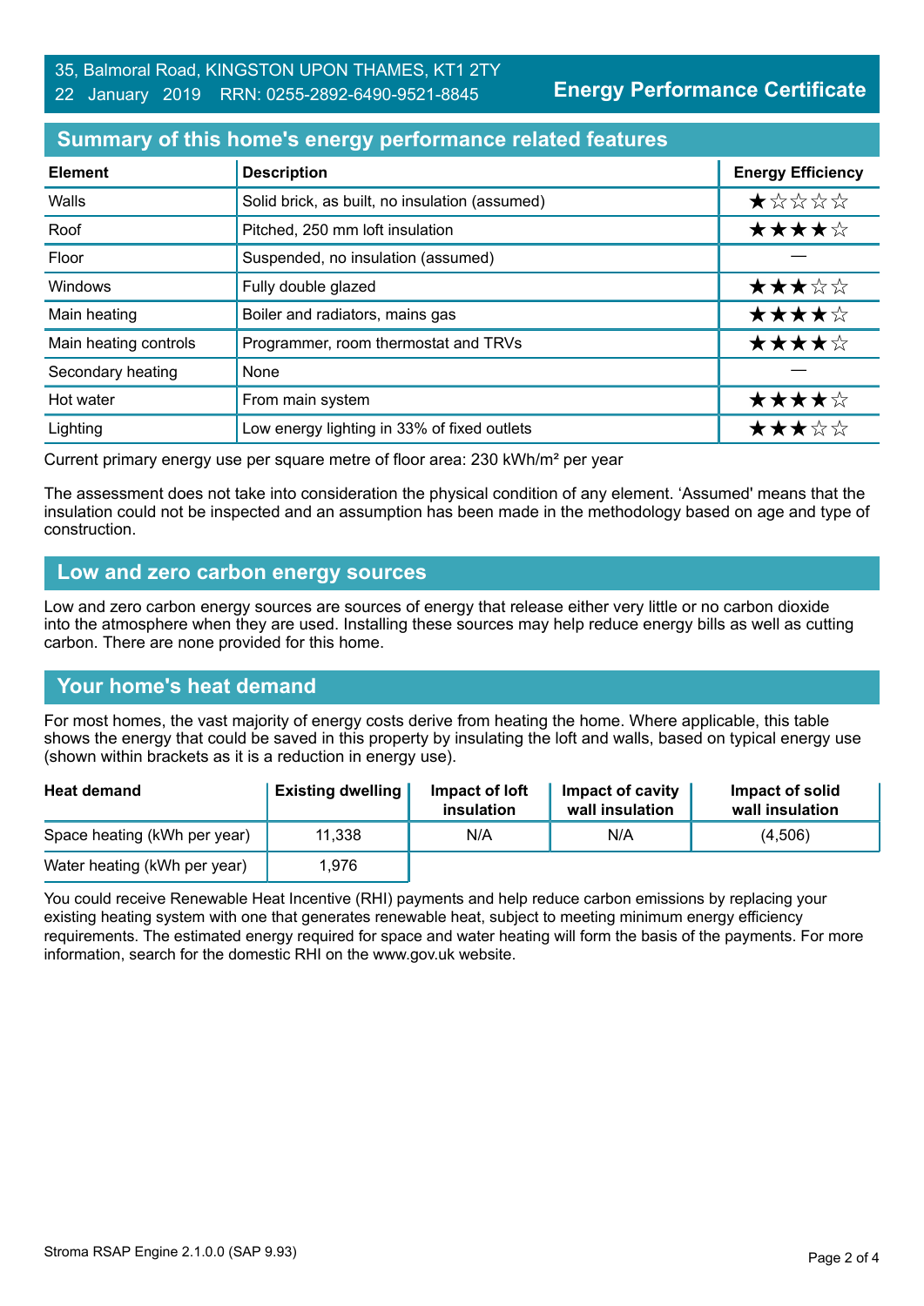35, Balmoral Road, KINGSTON UPON THAMES, KT1 2TY
22 January 2019 RRN: 0255-2892-6490-9521-8845

**Energy Performance Certificate**

## Summary of this home's energy performance related features

| Element | Description | Energy Efficiency |
|---|---|---|
| Walls | Solid brick, as built, no insulation (assumed) | ★☆☆☆☆ |
| Roof | Pitched, 250 mm loft insulation | ★★★★☆ |
| Floor | Suspended, no insulation (assumed) | — |
| Windows | Fully double glazed | ★★★☆☆ |
| Main heating | Boiler and radiators, mains gas | ★★★★☆ |
| Main heating controls | Programmer, room thermostat and TRVs | ★★★★☆ |
| Secondary heating | None | — |
| Hot water | From main system | ★★★★☆ |
| Lighting | Low energy lighting in 33% of fixed outlets | ★★★☆☆ |

Current primary energy use per square metre of floor area: 230 kWh/m² per year

The assessment does not take into consideration the physical condition of any element. 'Assumed' means that the insulation could not be inspected and an assumption has been made in the methodology based on age and type of construction.

## Low and zero carbon energy sources

Low and zero carbon energy sources are sources of energy that release either very little or no carbon dioxide into the atmosphere when they are used. Installing these sources may help reduce energy bills as well as cutting carbon. There are none provided for this home.

## Your home's heat demand

For most homes, the vast majority of energy costs derive from heating the home. Where applicable, this table shows the energy that could be saved in this property by insulating the loft and walls, based on typical energy use (shown within brackets as it is a reduction in energy use).

| Heat demand | Existing dwelling | Impact of loft insulation | Impact of cavity wall insulation | Impact of solid wall insulation |
|---|---|---|---|---|
| Space heating (kWh per year) | 11,338 | N/A | N/A | (4,506) |
| Water heating (kWh per year) | 1,976 | | | |

You could receive Renewable Heat Incentive (RHI) payments and help reduce carbon emissions by replacing your existing heating system with one that generates renewable heat, subject to meeting minimum energy efficiency requirements. The estimated energy required for space and water heating will form the basis of the payments. For more information, search for the domestic RHI on the www.gov.uk website.

Stroma RSAP Engine 2.1.0.0 (SAP 9.93)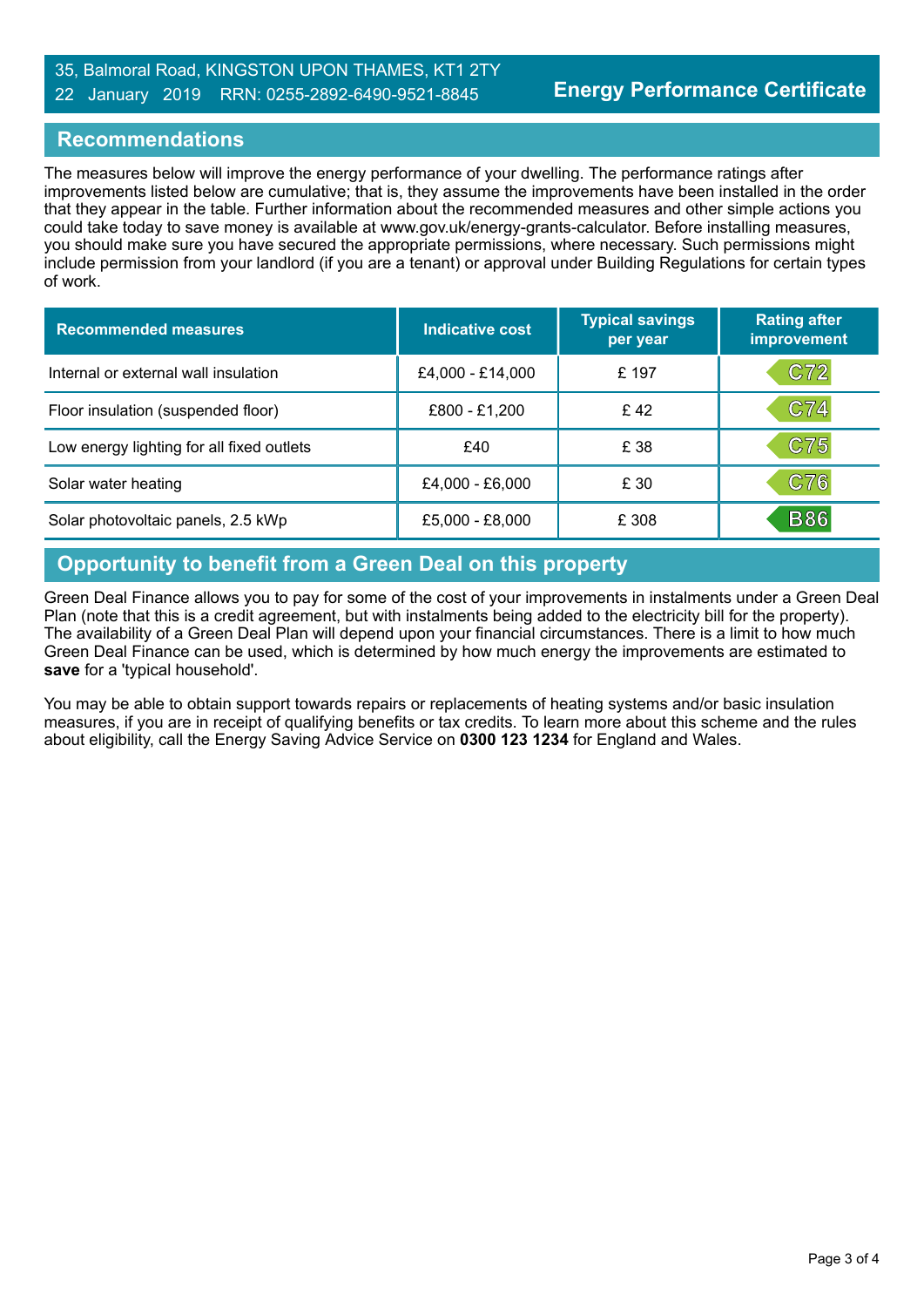## Recommendations

The measures below will improve the energy performance of your dwelling. The performance ratings after improvements listed below are cumulative; that is, they assume the improvements have been installed in the order that they appear in the table. Further information about the recommended measures and other simple actions you could take today to save money is available at www.gov.uk/energy-grants-calculator. Before installing measures, you should make sure you have secured the appropriate permissions, where necessary. Such permissions might include permission from your landlord (if you are a tenant) or approval under Building Regulations for certain types of work.

| Recommended measures | Indicative cost | Typical savings per year | Rating after improvement |
|---|---|---|---|
| Internal or external wall insulation | £4,000 - £14,000 | £ 197 | C72 |
| Floor insulation (suspended floor) | £800 - £1,200 | £ 42 | C74 |
| Low energy lighting for all fixed outlets | £40 | £ 38 | C75 |
| Solar water heating | £4,000 - £6,000 | £ 30 | C76 |
| Solar photovoltaic panels, 2.5 kWp | £5,000 - £8,000 | £ 308 | B86 |

## Opportunity to benefit from a Green Deal on this property

Green Deal Finance allows you to pay for some of the cost of your improvements in instalments under a Green Deal Plan (note that this is a credit agreement, but with instalments being added to the electricity bill for the property). The availability of a Green Deal Plan will depend upon your financial circumstances. There is a limit to how much Green Deal Finance can be used, which is determined by how much energy the improvements are estimated to **save** for a 'typical household'.

You may be able to obtain support towards repairs or replacements of heating systems and/or basic insulation measures, if you are in receipt of qualifying benefits or tax credits. To learn more about this scheme and the rules about eligibility, call the Energy Saving Advice Service on **0300 123 1234** for England and Wales.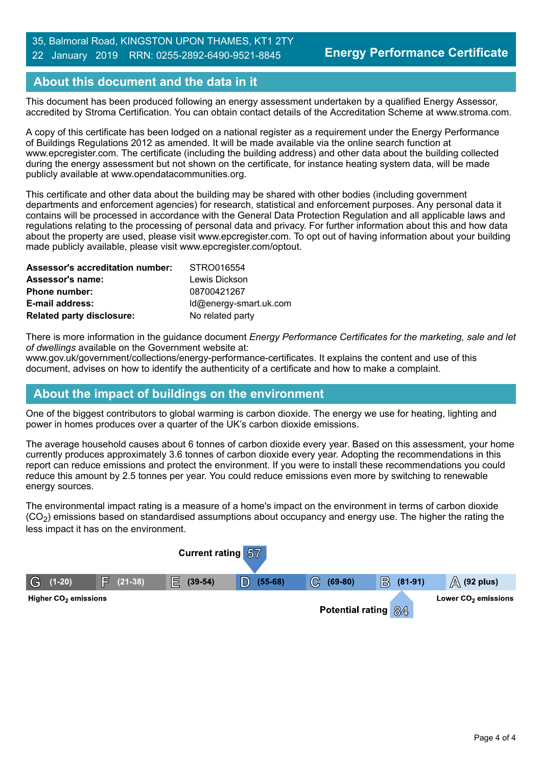35, Balmoral Road, KINGSTON UPON THAMES, KT1 2TY
22 January 2019 RRN: 0255-2892-6490-9521-8845

**Energy Performance Certificate**

## About this document and the data in it

This document has been produced following an energy assessment undertaken by a qualified Energy Assessor, accredited by Stroma Certification. You can obtain contact details of the Accreditation Scheme at www.stroma.com.

A copy of this certificate has been lodged on a national register as a requirement under the Energy Performance of Buildings Regulations 2012 as amended. It will be made available via the online search function at www.epcregister.com. The certificate (including the building address) and other data about the building collected during the energy assessment but not shown on the certificate, for instance heating system data, will be made publicly available at www.opendatacommunities.org.

This certificate and other data about the building may be shared with other bodies (including government departments and enforcement agencies) for research, statistical and enforcement purposes. Any personal data it contains will be processed in accordance with the General Data Protection Regulation and all applicable laws and regulations relating to the processing of personal data and privacy. For further information about this and how data about the property are used, please visit www.epcregister.com. To opt out of having information about your building made publicly available, please visit www.epcregister.com/optout.

| | |
|---|---|
| **Assessor's accreditation number:** | STRO016554 |
| **Assessor's name:** | Lewis Dickson |
| **Phone number:** | 08700421267 |
| **E-mail address:** | ld@energy-smart.uk.com |
| **Related party disclosure:** | No related party |

There is more information in the guidance document *Energy Performance Certificates for the marketing, sale and let of dwellings* available on the Government website at: www.gov.uk/government/collections/energy-performance-certificates. It explains the content and use of this document, advises on how to identify the authenticity of a certificate and how to make a complaint.

## About the impact of buildings on the environment

One of the biggest contributors to global warming is carbon dioxide. The energy we use for heating, lighting and power in homes produces over a quarter of the UK's carbon dioxide emissions.

The average household causes about 6 tonnes of carbon dioxide every year. Based on this assessment, your home currently produces approximately 3.6 tonnes of carbon dioxide every year. Adopting the recommendations in this report can reduce emissions and protect the environment. If you were to install these recommendations you could reduce this amount by 2.5 tonnes per year. You could reduce emissions even more by switching to renewable energy sources.

The environmental impact rating is a measure of a home's impact on the environment in terms of carbon dioxide ($CO_2$) emissions based on standardised assumptions about occupancy and energy use. The higher the rating the less impact it has on the environment.

Current rating 57

G (1-20) F (21-38) E (39-54) D (55-68) C (69-80) B (81-91) A (92 plus)

Higher $CO_2$ emissions

Lower $CO_2$ emissions

Potential rating 84